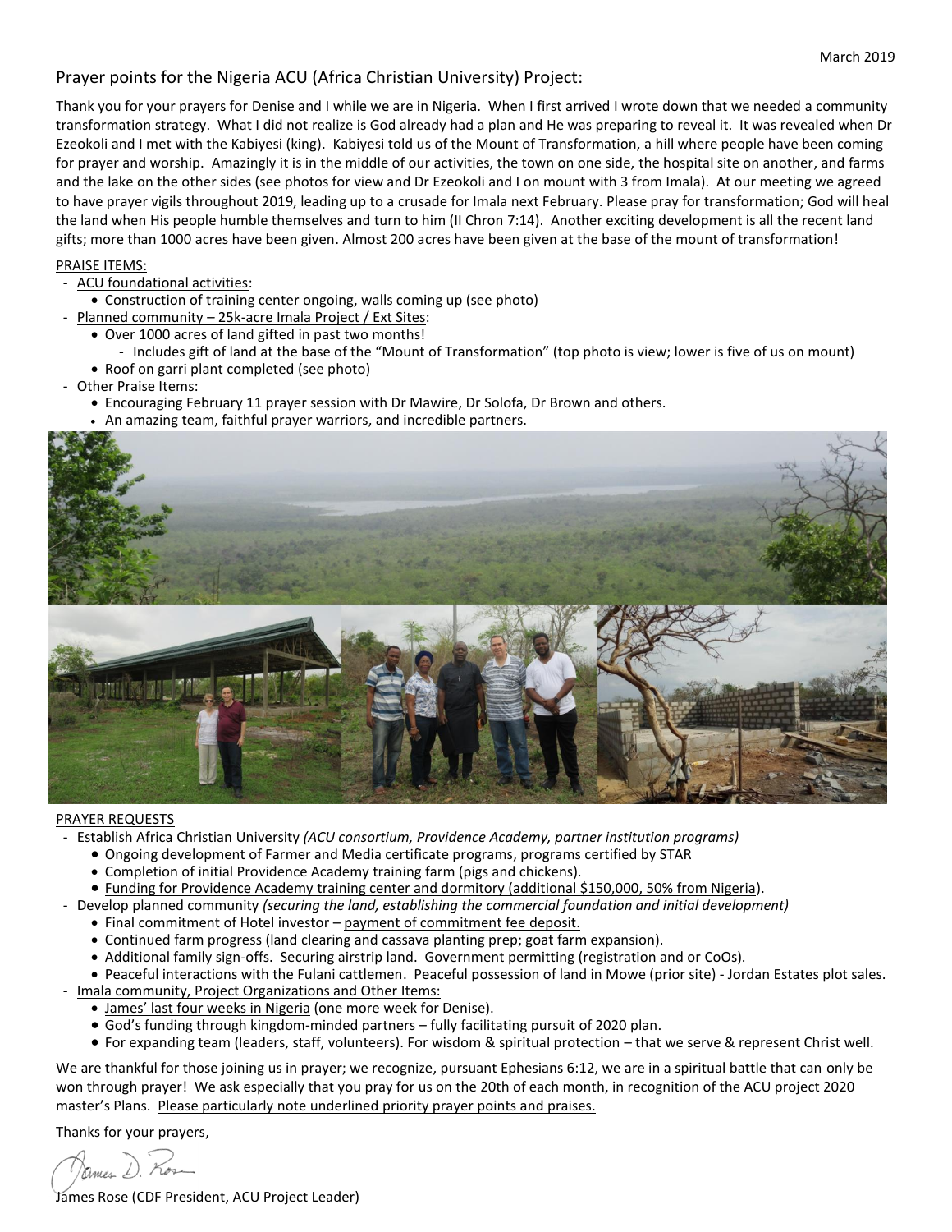March 2019

# Prayer points for the Nigeria ACU (Africa Christian University) Project:

Thank you for your prayers for Denise and I while we are in Nigeria. When I first arrived I wrote down that we needed a community transformation strategy. What I did not realize is God already had a plan and He was preparing to reveal it. It was revealed when Dr Ezeokoli and I met with the Kabiyesi (king). Kabiyesi told us of the Mount of Transformation, a hill where people have been coming for prayer and worship. Amazingly it is in the middle of our activities, the town on one side, the hospital site on another, and farms and the lake on the other sides (see photos for view and Dr Ezeokoli and I on mount with 3 from Imala). At our meeting we agreed to have prayer vigils throughout 2019, leading up to a crusade for Imala next February. Please pray for transformation; God will heal the land when His people humble themselves and turn to him (II Chron 7:14). Another exciting development is all the recent land gifts; more than 1000 acres have been given. Almost 200 acres have been given at the base of the mount of transformation!

PRAISE ITEMS:

- ACU foundational activities:
  - Construction of training center ongoing, walls coming up (see photo)
- Planned community – 25k-acre Imala Project / Ext Sites:
  - Over 1000 acres of land gifted in past two months!
    - Includes gift of land at the base of the "Mount of Transformation" (top photo is view; lower is five of us on mount)
  - Roof on garri plant completed (see photo)
- Other Praise Items:
  - Encouraging February 11 prayer session with Dr Mawire, Dr Solofa, Dr Brown and others.
  - An amazing team, faithful prayer warriors, and incredible partners.

PRAYER REQUESTS

- Establish Africa Christian University *(ACU consortium, Providence Academy, partner institution programs)*
  - Ongoing development of Farmer and Media certificate programs, programs certified by STAR
  - Completion of initial Providence Academy training farm (pigs and chickens).
  - Funding for Providence Academy training center and dormitory (additional $150,000, 50% from Nigeria).
- Develop planned community *(securing the land, establishing the commercial foundation and initial development)*
  - Final commitment of Hotel investor – payment of commitment fee deposit.
  - Continued farm progress (land clearing and cassava planting prep; goat farm expansion).
  - Additional family sign-offs. Securing airstrip land. Government permitting (registration and or CoOs).
  - Peaceful interactions with the Fulani cattlemen. Peaceful possession of land in Mowe (prior site) - Jordan Estates plot sales.
- Imala community, Project Organizations and Other Items:
  - James' last four weeks in Nigeria (one more week for Denise).
  - God's funding through kingdom-minded partners – fully facilitating pursuit of 2020 plan.
  - For expanding team (leaders, staff, volunteers). For wisdom & spiritual protection – that we serve & represent Christ well.

We are thankful for those joining us in prayer; we recognize, pursuant Ephesians 6:12, we are in a spiritual battle that can only be won through prayer! We ask especially that you pray for us on the 20th of each month, in recognition of the ACU project 2020 master's Plans. Please particularly note underlined priority prayer points and praises.

Thanks for your prayers,

James D. Rose

James Rose (CDF President, ACU Project Leader)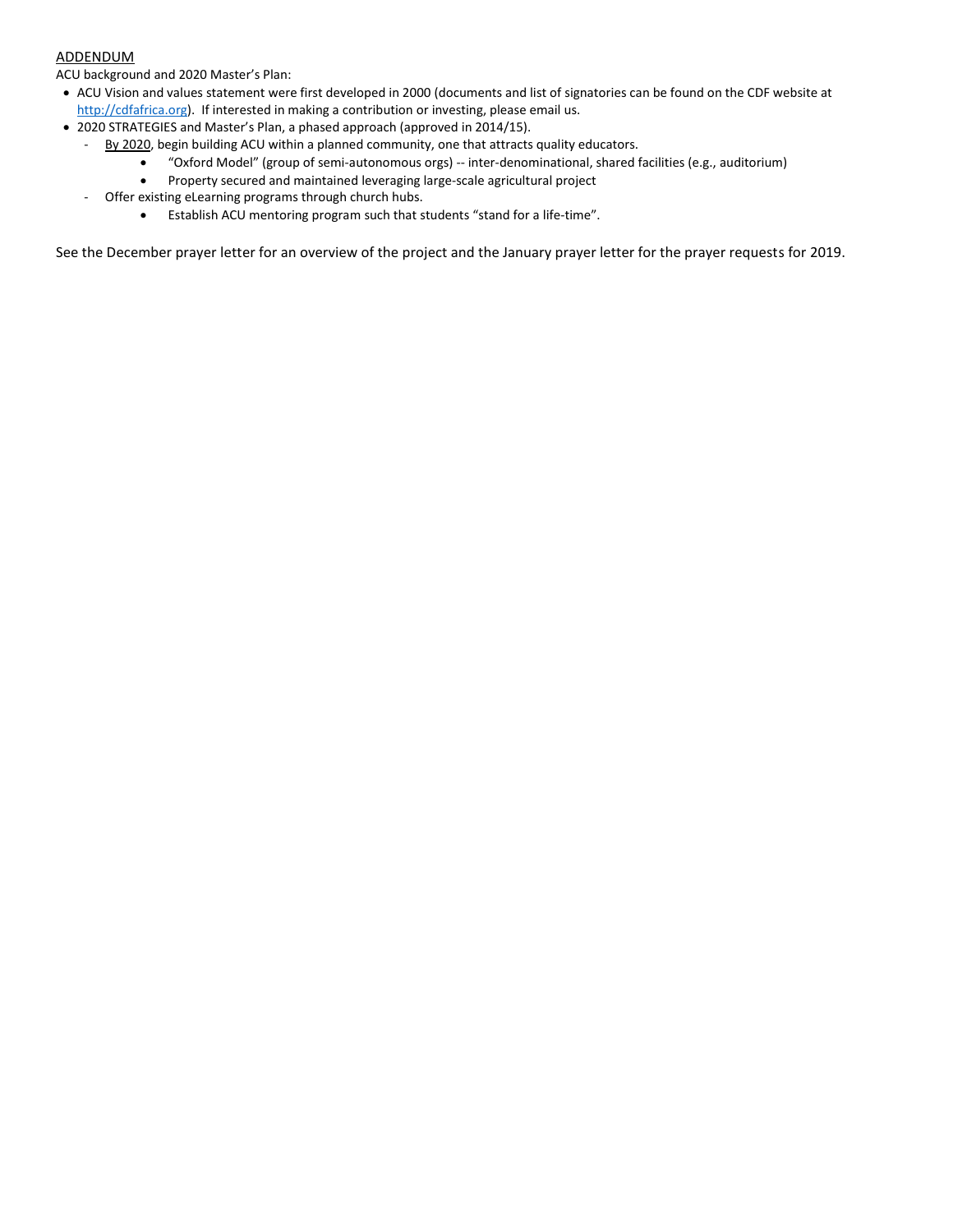ADDENDUM

ACU background and 2020 Master's Plan:

- ACU Vision and values statement were first developed in 2000 (documents and list of signatories can be found on the CDF website at [http://cdfafrica.org](http://cdfafrica.org)). If interested in making a contribution or investing, please email us.
- 2020 STRATEGIES and Master's Plan, a phased approach (approved in 2014/15).
  - By 2020, begin building ACU within a planned community, one that attracts quality educators.
    - "Oxford Model" (group of semi-autonomous orgs) -- inter-denominational, shared facilities (e.g., auditorium)
    - Property secured and maintained leveraging large-scale agricultural project
  - Offer existing eLearning programs through church hubs.
    - Establish ACU mentoring program such that students "stand for a life-time".

See the December prayer letter for an overview of the project and the January prayer letter for the prayer requests for 2019.